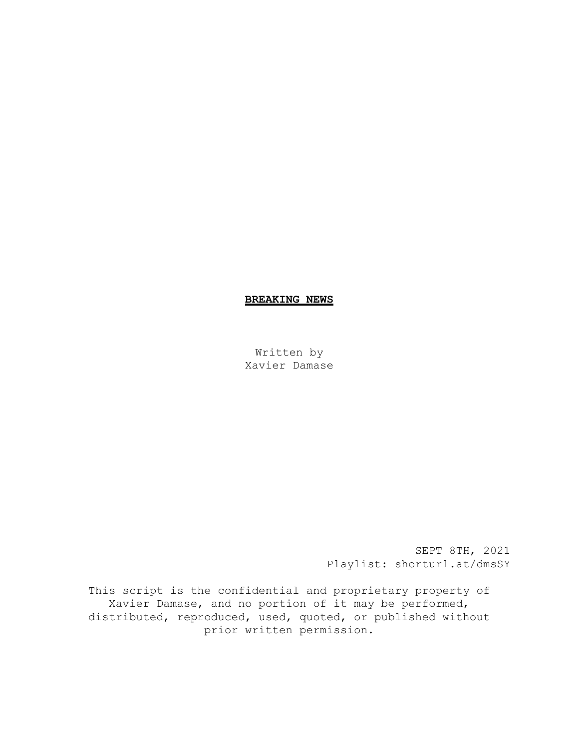# **BREAKING NEWS**

Written by
Xavier Damase

SEPT 8TH, 2021
Playlist: shorturl.at/dmsSY

This script is the confidential and proprietary property of Xavier Damase, and no portion of it may be performed, distributed, reproduced, used, quoted, or published without prior written permission.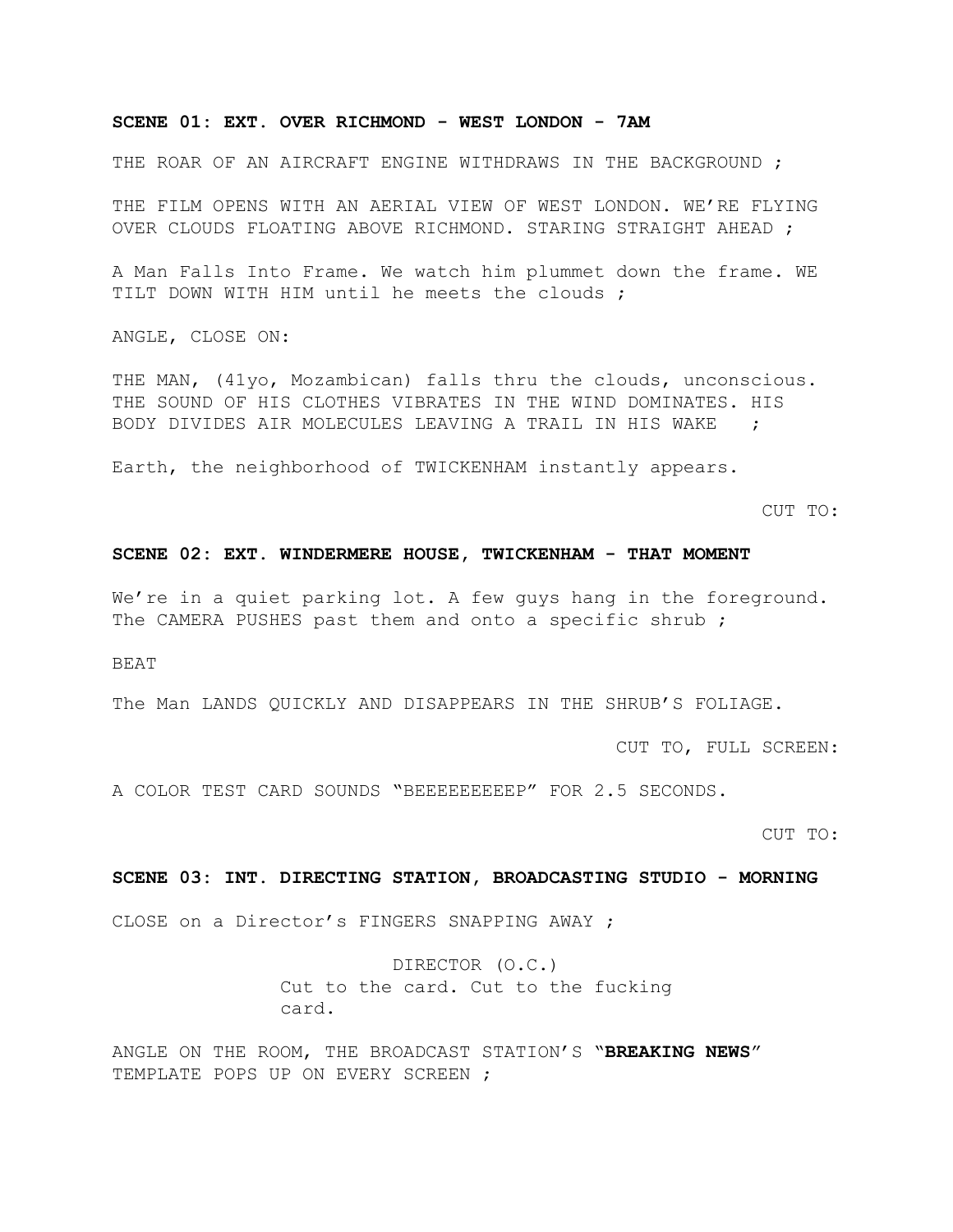**SCENE 01: EXT. OVER RICHMOND - WEST LONDON - 7AM**

THE ROAR OF AN AIRCRAFT ENGINE WITHDRAWS IN THE BACKGROUND ;

THE FILM OPENS WITH AN AERIAL VIEW OF WEST LONDON. WE'RE FLYING OVER CLOUDS FLOATING ABOVE RICHMOND. STARING STRAIGHT AHEAD ;

A Man Falls Into Frame. We watch him plummet down the frame. WE TILT DOWN WITH HIM until he meets the clouds ;

ANGLE, CLOSE ON:

THE MAN, (41yo, Mozambican) falls thru the clouds, unconscious. THE SOUND OF HIS CLOTHES VIBRATES IN THE WIND DOMINATES. HIS BODY DIVIDES AIR MOLECULES LEAVING A TRAIL IN HIS WAKE ;

Earth, the neighborhood of TWICKENHAM instantly appears.

CUT TO:

**SCENE 02: EXT. WINDERMERE HOUSE, TWICKENHAM - THAT MOMENT**

We're in a quiet parking lot. A few guys hang in the foreground. The CAMERA PUSHES past them and onto a specific shrub ;

BEAT

The Man LANDS QUICKLY AND DISAPPEARS IN THE SHRUB'S FOLIAGE.

CUT TO, FULL SCREEN:

A COLOR TEST CARD SOUNDS "BEEEEEEEEEP" FOR 2.5 SECONDS.

CUT TO:

**SCENE 03: INT. DIRECTING STATION, BROADCASTING STUDIO - MORNING**

CLOSE on a Director's FINGERS SNAPPING AWAY ;

DIRECTOR (O.C.)
Cut to the card. Cut to the fucking card.

ANGLE ON THE ROOM, THE BROADCAST STATION'S "**BREAKING NEWS**" TEMPLATE POPS UP ON EVERY SCREEN ;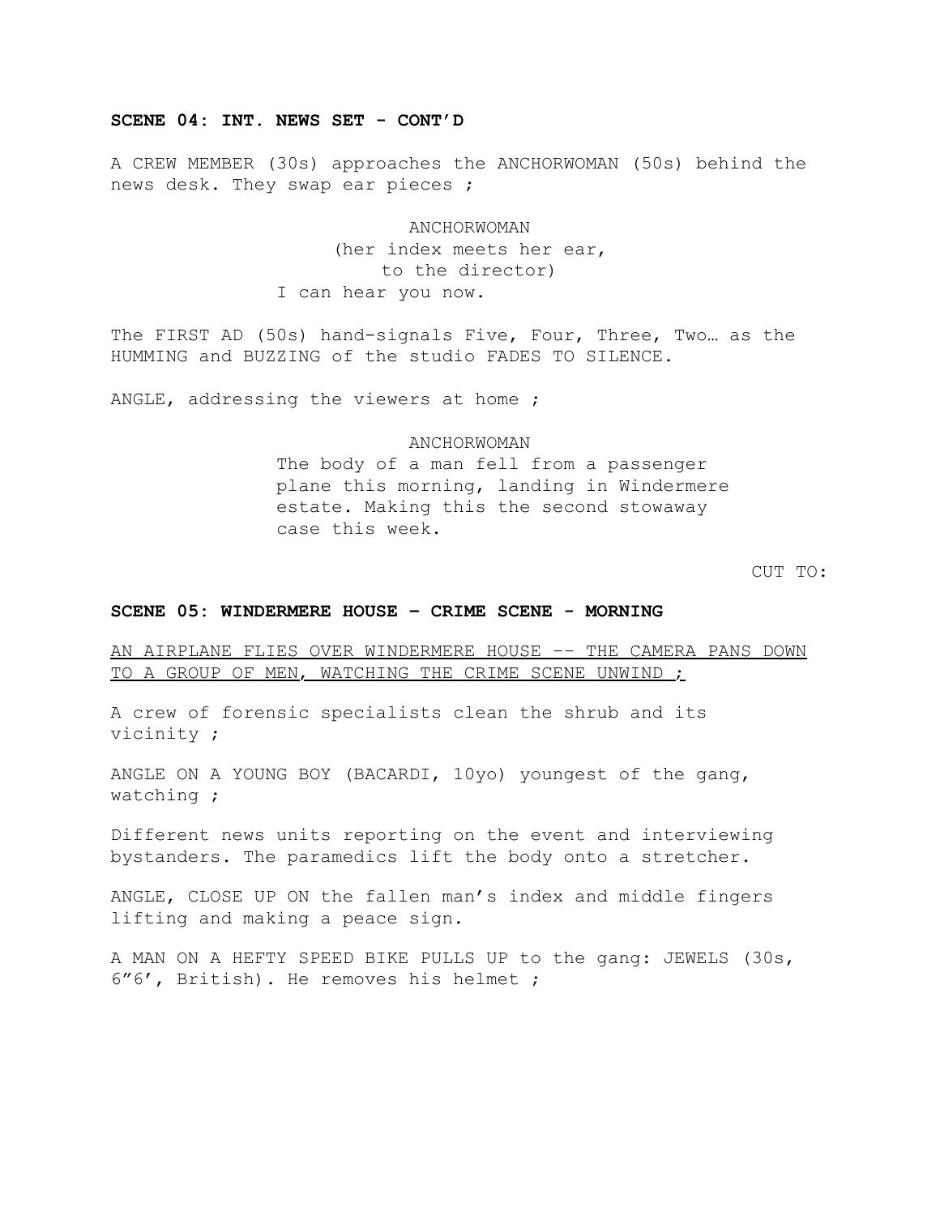**SCENE 04: INT. NEWS SET - CONT’D**

A CREW MEMBER (30s) approaches the ANCHORWOMAN (50s) behind the news desk. They swap ear pieces ;

ANCHORWOMAN
(her index meets her ear, to the director)
I can hear you now.

The FIRST AD (50s) hand-signals Five, Four, Three, Two… as the HUMMING and BUZZING of the studio FADES TO SILENCE.

ANGLE, addressing the viewers at home ;

ANCHORWOMAN
The body of a man fell from a passenger plane this morning, landing in Windermere estate. Making this the second stowaway case this week.

CUT TO:

**SCENE 05: WINDERMERE HOUSE – CRIME SCENE - MORNING**

<u>AN AIRPLANE FLIES OVER WINDERMERE HOUSE -– THE CAMERA PANS DOWN TO A GROUP OF MEN, WATCHING THE CRIME SCENE UNWIND ;</u>

A crew of forensic specialists clean the shrub and its vicinity ;

ANGLE ON A YOUNG BOY (BACARDI, 10yo) youngest of the gang, watching ;

Different news units reporting on the event and interviewing bystanders. The paramedics lift the body onto a stretcher.

ANGLE, CLOSE UP ON the fallen man’s index and middle fingers lifting and making a peace sign.

A MAN ON A HEFTY SPEED BIKE PULLS UP to the gang: JEWELS (30s, 6”6’, British). He removes his helmet ;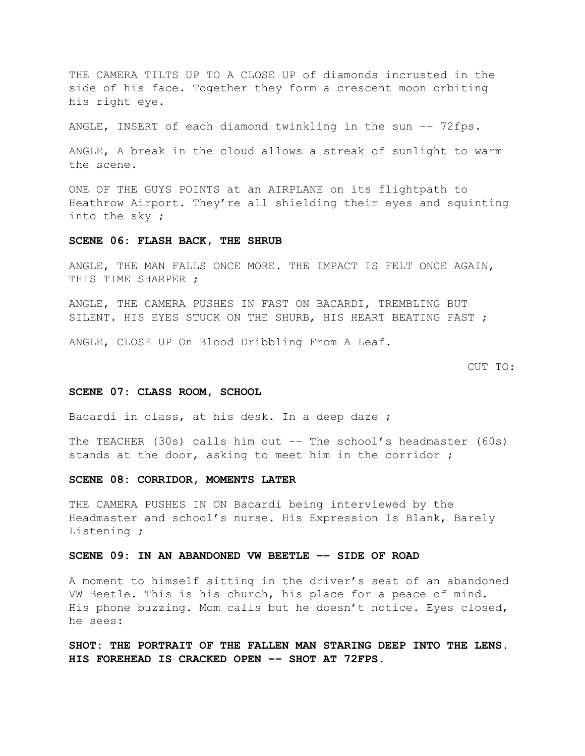THE CAMERA TILTS UP TO A CLOSE UP of diamonds incrusted in the side of his face. Together they form a crescent moon orbiting his right eye.

ANGLE, INSERT of each diamond twinkling in the sun -- 72fps.

ANGLE, A break in the cloud allows a streak of sunlight to warm the scene.

ONE OF THE GUYS POINTS at an AIRPLANE on its flightpath to Heathrow Airport. They're all shielding their eyes and squinting into the sky ;

**SCENE 06: FLASH BACK, THE SHRUB**

ANGLE, THE MAN FALLS ONCE MORE. THE IMPACT IS FELT ONCE AGAIN, THIS TIME SHARPER ;

ANGLE, THE CAMERA PUSHES IN FAST ON BACARDI, TREMBLING BUT SILENT. HIS EYES STUCK ON THE SHURB, HIS HEART BEATING FAST ;

ANGLE, CLOSE UP On Blood Dribbling From A Leaf.

CUT TO:

**SCENE 07: CLASS ROOM, SCHOOL**

Bacardi in class, at his desk. In a deep daze ;

The TEACHER (30s) calls him out -- The school's headmaster (60s) stands at the door, asking to meet him in the corridor ;

**SCENE 08: CORRIDOR, MOMENTS LATER**

THE CAMERA PUSHES IN ON Bacardi being interviewed by the Headmaster and school's nurse. His Expression Is Blank, Barely Listening ;

**SCENE 09: IN AN ABANDONED VW BEETLE -- SIDE OF ROAD**

A moment to himself sitting in the driver's seat of an abandoned VW Beetle. This is his church, his place for a peace of mind. His phone buzzing. Mom calls but he doesn't notice. Eyes closed, he sees:

**SHOT: THE PORTRAIT OF THE FALLEN MAN STARING DEEP INTO THE LENS. HIS FOREHEAD IS CRACKED OPEN -- SHOT AT 72FPS.**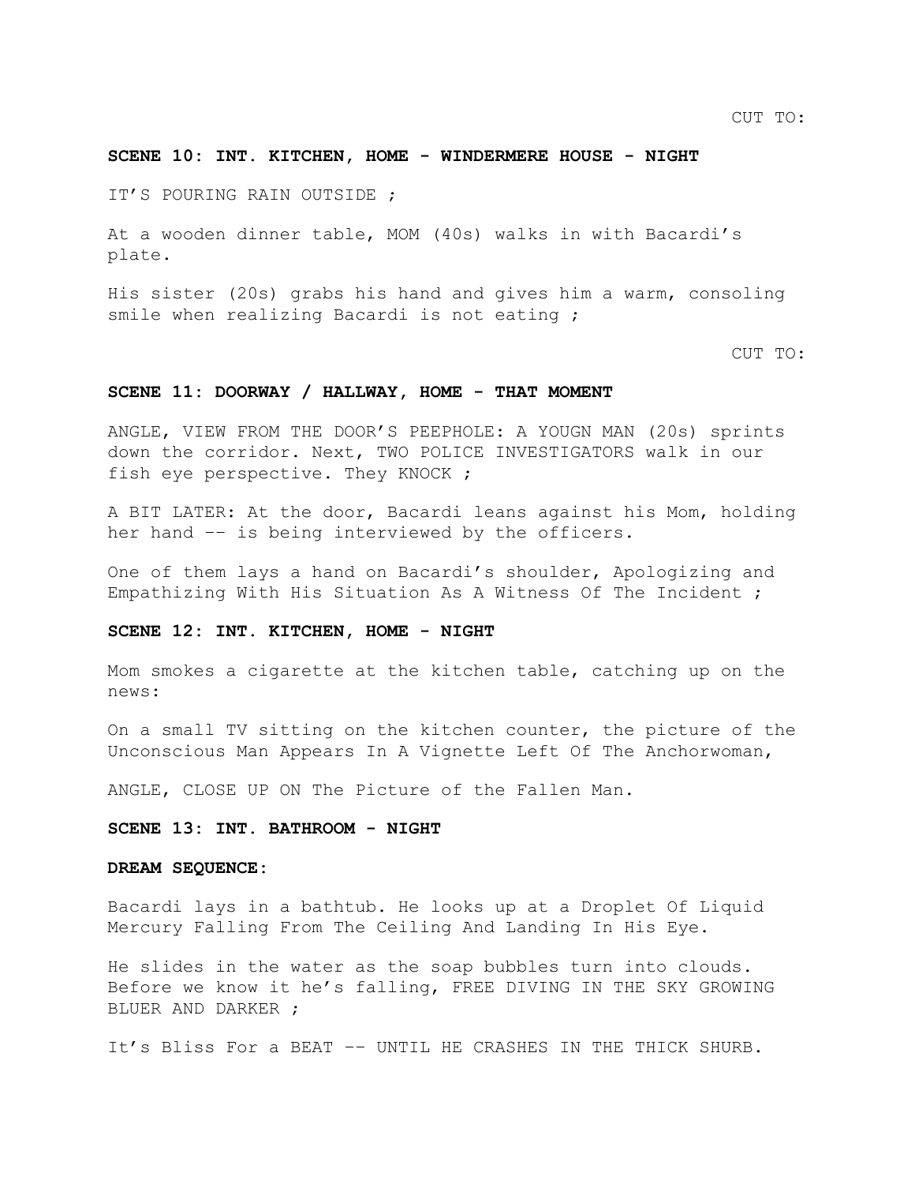CUT TO:

**SCENE 10: INT. KITCHEN, HOME - WINDERMERE HOUSE - NIGHT**

IT'S POURING RAIN OUTSIDE ;

At a wooden dinner table, MOM (40s) walks in with Bacardi's plate.

His sister (20s) grabs his hand and gives him a warm, consoling smile when realizing Bacardi is not eating ;

CUT TO:

**SCENE 11: DOORWAY / HALLWAY, HOME - THAT MOMENT**

ANGLE, VIEW FROM THE DOOR'S PEEPHOLE: A YOUGN MAN (20s) sprints down the corridor. Next, TWO POLICE INVESTIGATORS walk in our fish eye perspective. They KNOCK ;

A BIT LATER: At the door, Bacardi leans against his Mom, holding her hand -- is being interviewed by the officers.

One of them lays a hand on Bacardi's shoulder, Apologizing and Empathizing With His Situation As A Witness Of The Incident ;

**SCENE 12: INT. KITCHEN, HOME - NIGHT**

Mom smokes a cigarette at the kitchen table, catching up on the news:

On a small TV sitting on the kitchen counter, the picture of the Unconscious Man Appears In A Vignette Left Of The Anchorwoman,

ANGLE, CLOSE UP ON The Picture of the Fallen Man.

**SCENE 13: INT. BATHROOM - NIGHT**

**DREAM SEQUENCE:**

Bacardi lays in a bathtub. He looks up at a Droplet Of Liquid Mercury Falling From The Ceiling And Landing In His Eye.

He slides in the water as the soap bubbles turn into clouds. Before we know it he's falling, FREE DIVING IN THE SKY GROWING BLUER AND DARKER ;

It's Bliss For a BEAT -- UNTIL HE CRASHES IN THE THICK SHURB.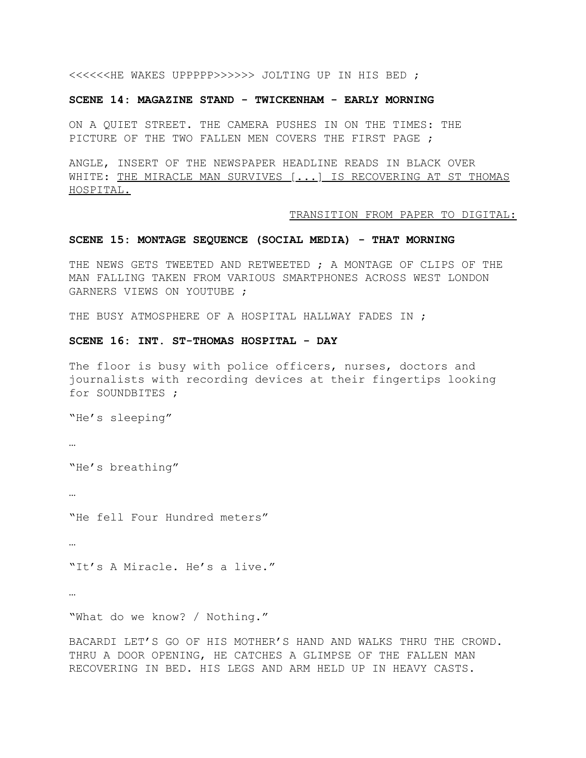<<<<<<HE WAKES UPPPPP>>>>>> JOLTING UP IN HIS BED ;

**SCENE 14: MAGAZINE STAND - TWICKENHAM - EARLY MORNING**

ON A QUIET STREET. THE CAMERA PUSHES IN ON THE TIMES: THE PICTURE OF THE TWO FALLEN MEN COVERS THE FIRST PAGE ;

ANGLE, INSERT OF THE NEWSPAPER HEADLINE READS IN BLACK OVER WHITE: <u>THE MIRACLE MAN SURVIVES [...] IS RECOVERING AT ST THOMAS HOSPITAL.</u>

<u>TRANSITION FROM PAPER TO DIGITAL:</u>

**SCENE 15: MONTAGE SEQUENCE (SOCIAL MEDIA) - THAT MORNING**

THE NEWS GETS TWEETED AND RETWEETED ; A MONTAGE OF CLIPS OF THE MAN FALLING TAKEN FROM VARIOUS SMARTPHONES ACROSS WEST LONDON GARNERS VIEWS ON YOUTUBE ;

THE BUSY ATMOSPHERE OF A HOSPITAL HALLWAY FADES IN ;

**SCENE 16: INT. ST-THOMAS HOSPITAL - DAY**

The floor is busy with police officers, nurses, doctors and journalists with recording devices at their fingertips looking for SOUNDBITES ;

"He's sleeping"

…

"He's breathing"

…

"He fell Four Hundred meters"

…

"It's A Miracle. He's a live."

…

"What do we know? / Nothing."

BACARDI LET'S GO OF HIS MOTHER'S HAND AND WALKS THRU THE CROWD. THRU A DOOR OPENING, HE CATCHES A GLIMPSE OF THE FALLEN MAN RECOVERING IN BED. HIS LEGS AND ARM HELD UP IN HEAVY CASTS.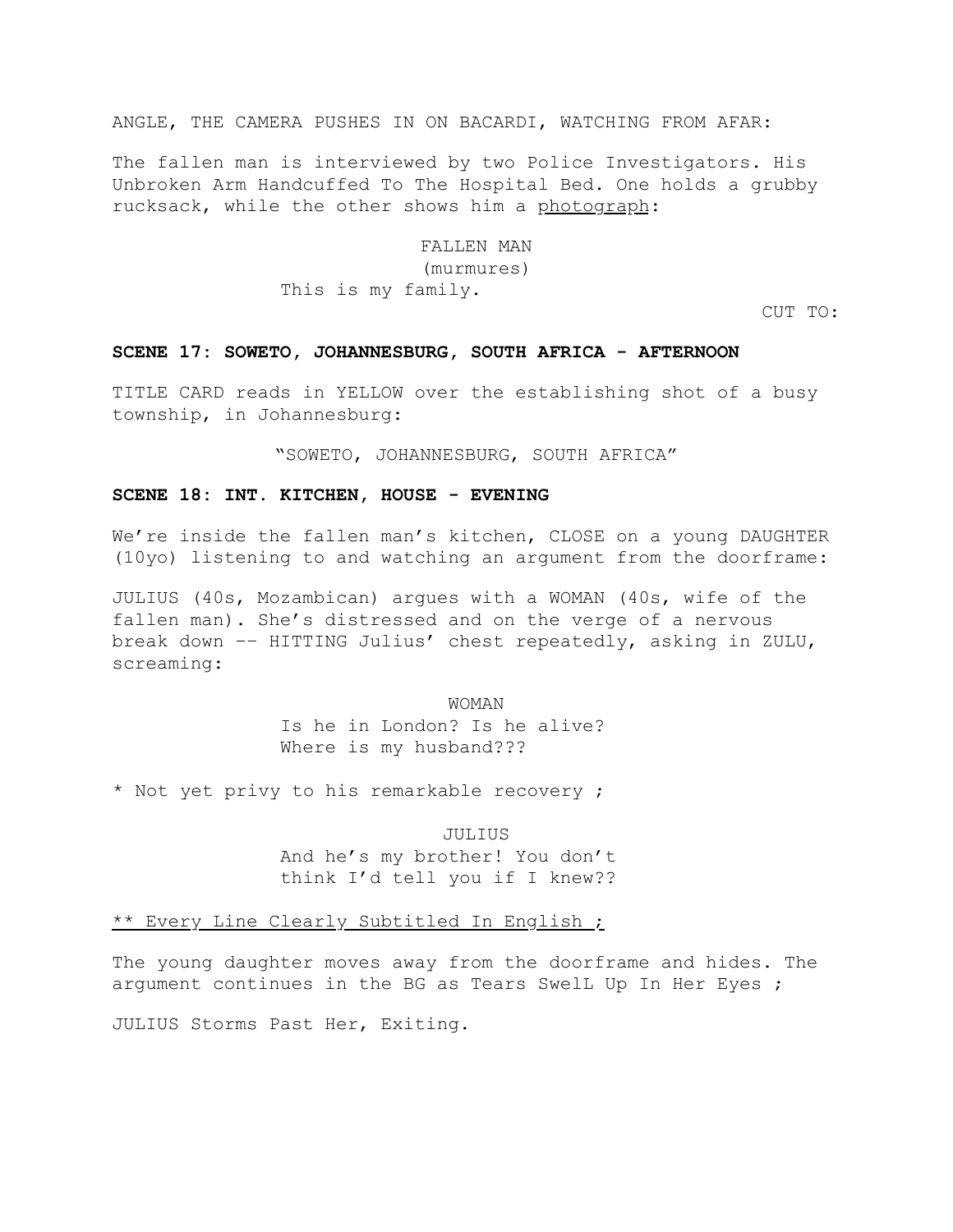ANGLE, THE CAMERA PUSHES IN ON BACARDI, WATCHING FROM AFAR:

The fallen man is interviewed by two Police Investigators. His Unbroken Arm Handcuffed To The Hospital Bed. One holds a grubby rucksack, while the other shows him a photograph:

FALLEN MAN
(murmures)
This is my family.

CUT TO:

**SCENE 17: SOWETO, JOHANNESBURG, SOUTH AFRICA - AFTERNOON**

TITLE CARD reads in YELLOW over the establishing shot of a busy township, in Johannesburg:

"SOWETO, JOHANNESBURG, SOUTH AFRICA"

**SCENE 18: INT. KITCHEN, HOUSE - EVENING**

We're inside the fallen man's kitchen, CLOSE on a young DAUGHTER (10yo) listening to and watching an argument from the doorframe:

JULIUS (40s, Mozambican) argues with a WOMAN (40s, wife of the fallen man). She's distressed and on the verge of a nervous break down -- HITTING Julius' chest repeatedly, asking in ZULU, screaming:

WOMAN
Is he in London? Is he alive? Where is my husband???

* Not yet privy to his remarkable recovery ;

JULIUS
And he's my brother! You don't think I'd tell you if I knew??

** Every Line Clearly Subtitled In English ;

The young daughter moves away from the doorframe and hides. The argument continues in the BG as Tears SwelL Up In Her Eyes ;

JULIUS Storms Past Her, Exiting.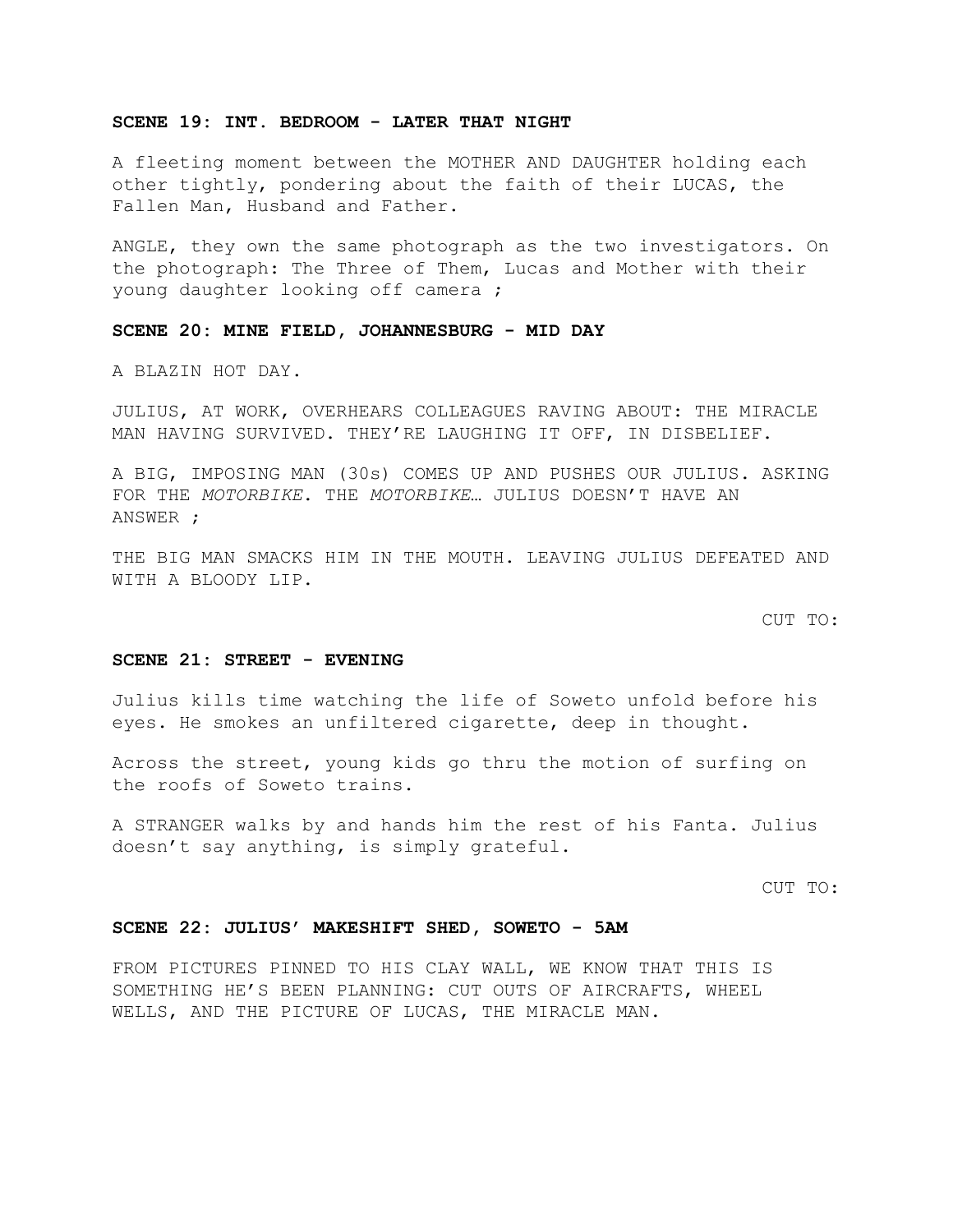**SCENE 19: INT. BEDROOM - LATER THAT NIGHT**

A fleeting moment between the MOTHER AND DAUGHTER holding each other tightly, pondering about the faith of their LUCAS, the Fallen Man, Husband and Father.

ANGLE, they own the same photograph as the two investigators. On the photograph: The Three of Them, Lucas and Mother with their young daughter looking off camera ;

**SCENE 20: MINE FIELD, JOHANNESBURG - MID DAY**

A BLAZIN HOT DAY.

JULIUS, AT WORK, OVERHEARS COLLEAGUES RAVING ABOUT: THE MIRACLE MAN HAVING SURVIVED. THEY'RE LAUGHING IT OFF, IN DISBELIEF.

A BIG, IMPOSING MAN (30s) COMES UP AND PUSHES OUR JULIUS. ASKING FOR THE *MOTORBIKE*. THE *MOTORBIKE*… JULIUS DOESN'T HAVE AN ANSWER ;

THE BIG MAN SMACKS HIM IN THE MOUTH. LEAVING JULIUS DEFEATED AND WITH A BLOODY LIP.

CUT TO:

**SCENE 21: STREET - EVENING**

Julius kills time watching the life of Soweto unfold before his eyes. He smokes an unfiltered cigarette, deep in thought.

Across the street, young kids go thru the motion of surfing on the roofs of Soweto trains.

A STRANGER walks by and hands him the rest of his Fanta. Julius doesn't say anything, is simply grateful.

CUT TO:

**SCENE 22: JULIUS' MAKESHIFT SHED, SOWETO - 5AM**

FROM PICTURES PINNED TO HIS CLAY WALL, WE KNOW THAT THIS IS SOMETHING HE'S BEEN PLANNING: CUT OUTS OF AIRCRAFTS, WHEEL WELLS, AND THE PICTURE OF LUCAS, THE MIRACLE MAN.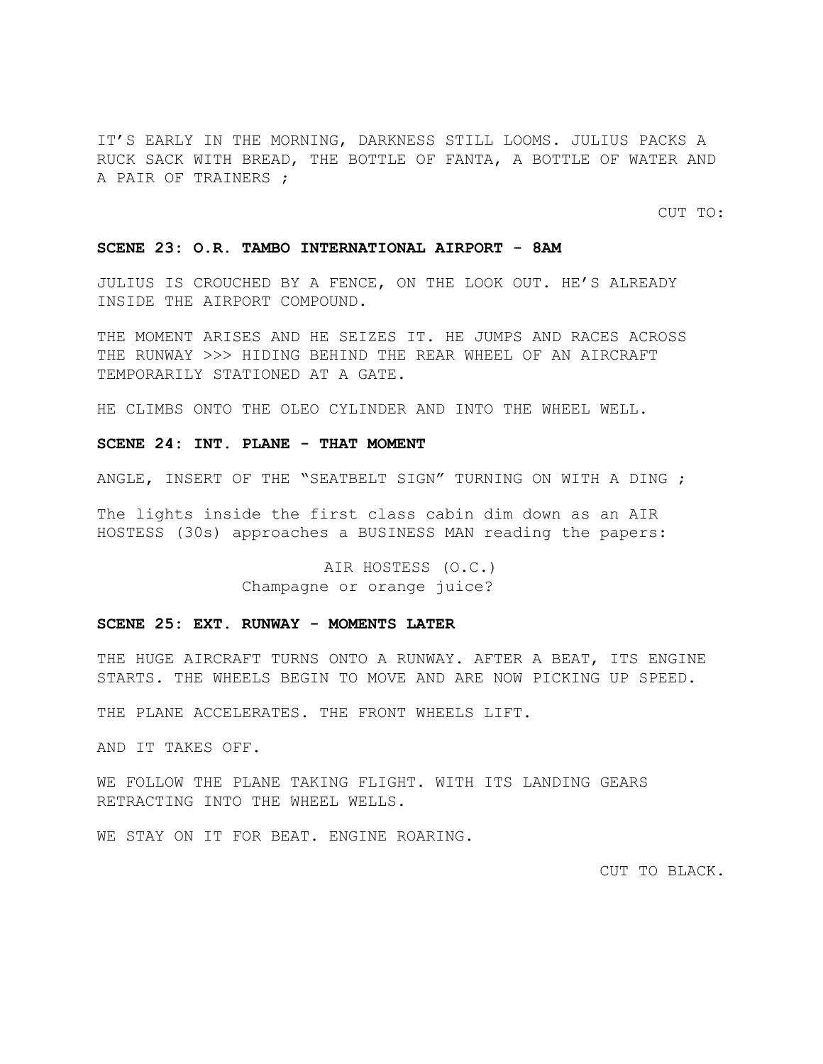IT'S EARLY IN THE MORNING, DARKNESS STILL LOOMS. JULIUS PACKS A RUCK SACK WITH BREAD, THE BOTTLE OF FANTA, A BOTTLE OF WATER AND A PAIR OF TRAINERS ;

CUT TO:

**SCENE 23: O.R. TAMBO INTERNATIONAL AIRPORT - 8AM**

JULIUS IS CROUCHED BY A FENCE, ON THE LOOK OUT. HE'S ALREADY INSIDE THE AIRPORT COMPOUND.

THE MOMENT ARISES AND HE SEIZES IT. HE JUMPS AND RACES ACROSS THE RUNWAY >>> HIDING BEHIND THE REAR WHEEL OF AN AIRCRAFT TEMPORARILY STATIONED AT A GATE.

HE CLIMBS ONTO THE OLEO CYLINDER AND INTO THE WHEEL WELL.

**SCENE 24: INT. PLANE - THAT MOMENT**

ANGLE, INSERT OF THE "SEATBELT SIGN" TURNING ON WITH A DING ;

The lights inside the first class cabin dim down as an AIR HOSTESS (30s) approaches a BUSINESS MAN reading the papers:

AIR HOSTESS (O.C.)
Champagne or orange juice?

**SCENE 25: EXT. RUNWAY - MOMENTS LATER**

THE HUGE AIRCRAFT TURNS ONTO A RUNWAY. AFTER A BEAT, ITS ENGINE STARTS. THE WHEELS BEGIN TO MOVE AND ARE NOW PICKING UP SPEED.

THE PLANE ACCELERATES. THE FRONT WHEELS LIFT.

AND IT TAKES OFF.

WE FOLLOW THE PLANE TAKING FLIGHT. WITH ITS LANDING GEARS RETRACTING INTO THE WHEEL WELLS.

WE STAY ON IT FOR BEAT. ENGINE ROARING.

CUT TO BLACK.